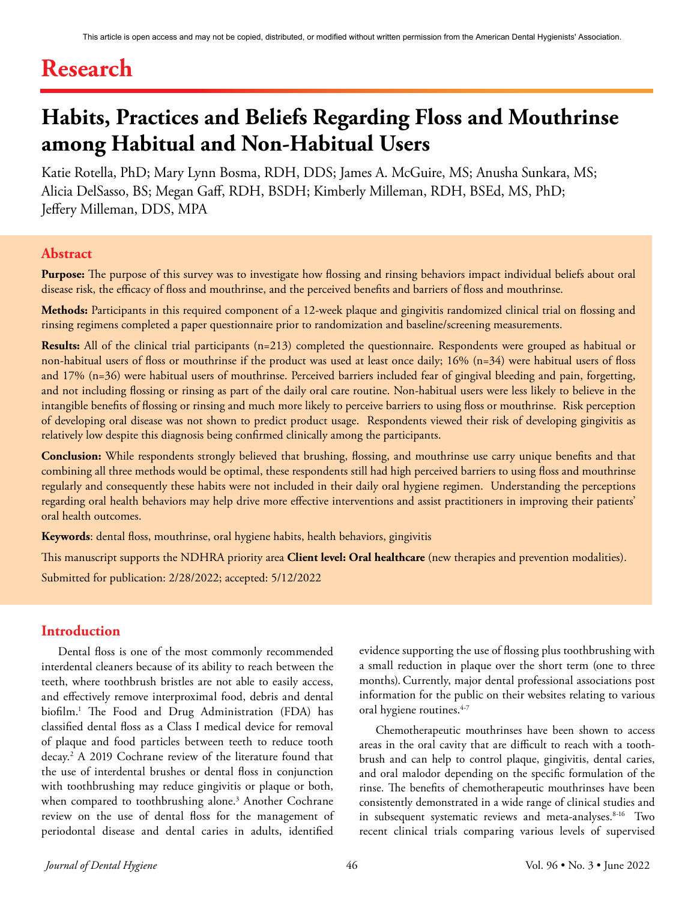This article is open access and may not be copied, distributed, or modified without written permission from the American Dental Hygienists' Association.

# Research

# Habits, Practices and Beliefs Regarding Floss and Mouthrinse among Habitual and Non-Habitual Users

Katie Rotella, PhD; Mary Lynn Bosma, RDH, DDS; James A. McGuire, MS; Anusha Sunkara, MS; Alicia DelSasso, BS; Megan Gaff, RDH, BSDH; Kimberly Milleman, RDH, BSEd, MS, PhD; Jeffery Milleman, DDS, MPA

## Abstract

**Purpose:** The purpose of this survey was to investigate how flossing and rinsing behaviors impact individual beliefs about oral disease risk, the efficacy of floss and mouthrinse, and the perceived benefits and barriers of floss and mouthrinse.

**Methods:** Participants in this required component of a 12-week plaque and gingivitis randomized clinical trial on flossing and rinsing regimens completed a paper questionnaire prior to randomization and baseline/screening measurements.

**Results:** All of the clinical trial participants (n=213) completed the questionnaire. Respondents were grouped as habitual or non-habitual users of floss or mouthrinse if the product was used at least once daily; 16% (n=34) were habitual users of floss and 17% (n=36) were habitual users of mouthrinse. Perceived barriers included fear of gingival bleeding and pain, forgetting, and not including flossing or rinsing as part of the daily oral care routine. Non-habitual users were less likely to believe in the intangible benefits of flossing or rinsing and much more likely to perceive barriers to using floss or mouthrinse. Risk perception of developing oral disease was not shown to predict product usage. Respondents viewed their risk of developing gingivitis as relatively low despite this diagnosis being confirmed clinically among the participants.

**Conclusion:** While respondents strongly believed that brushing, flossing, and mouthrinse use carry unique benefits and that combining all three methods would be optimal, these respondents still had high perceived barriers to using floss and mouthrinse regularly and consequently these habits were not included in their daily oral hygiene regimen. Understanding the perceptions regarding oral health behaviors may help drive more effective interventions and assist practitioners in improving their patients' oral health outcomes.

**Keywords**: dental floss, mouthrinse, oral hygiene habits, health behaviors, gingivitis

This manuscript supports the NDHRA priority area **Client level: Oral healthcare** (new therapies and prevention modalities).

Submitted for publication: 2/28/2022; accepted: 5/12/2022

## Introduction

Dental floss is one of the most commonly recommended interdental cleaners because of its ability to reach between the teeth, where toothbrush bristles are not able to easily access, and effectively remove interproximal food, debris and dental biofilm.[1] The Food and Drug Administration (FDA) has classified dental floss as a Class I medical device for removal of plaque and food particles between teeth to reduce tooth decay.[2] A 2019 Cochrane review of the literature found that the use of interdental brushes or dental floss in conjunction with toothbrushing may reduce gingivitis or plaque or both, when compared to toothbrushing alone.[3] Another Cochrane review on the use of dental floss for the management of periodontal disease and dental caries in adults, identified evidence supporting the use of flossing plus toothbrushing with a small reduction in plaque over the short term (one to three months). Currently, major dental professional associations post information for the public on their websites relating to various oral hygiene routines.[4-7]

Chemotherapeutic mouthrinses have been shown to access areas in the oral cavity that are difficult to reach with a toothbrush and can help to control plaque, gingivitis, dental caries, and oral malodor depending on the specific formulation of the rinse. The benefits of chemotherapeutic mouthrinses have been consistently demonstrated in a wide range of clinical studies and in subsequent systematic reviews and meta-analyses.[8-16] Two recent clinical trials comparing various levels of supervised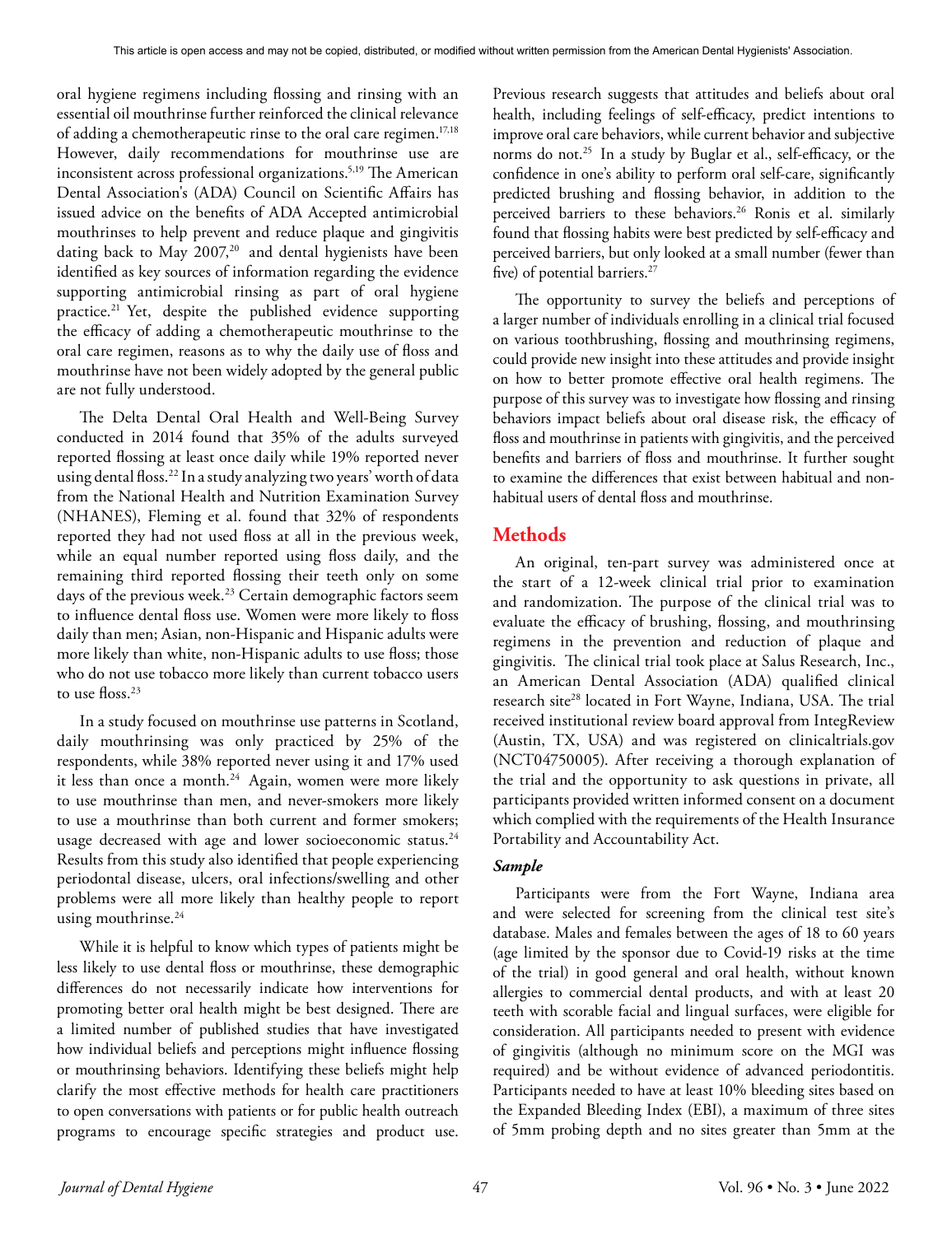oral hygiene regimens including flossing and rinsing with an essential oil mouthrinse further reinforced the clinical relevance of adding a chemotherapeutic rinse to the oral care regimen.[17,18] However, daily recommendations for mouthrinse use are inconsistent across professional organizations.[5,19] The American Dental Association's (ADA) Council on Scientific Affairs has issued advice on the benefits of ADA Accepted antimicrobial mouthrinses to help prevent and reduce plaque and gingivitis dating back to May 2007,[20] and dental hygienists have been identified as key sources of information regarding the evidence supporting antimicrobial rinsing as part of oral hygiene practice.[21] Yet, despite the published evidence supporting the efficacy of adding a chemotherapeutic mouthrinse to the oral care regimen, reasons as to why the daily use of floss and mouthrinse have not been widely adopted by the general public are not fully understood.

The Delta Dental Oral Health and Well-Being Survey conducted in 2014 found that 35% of the adults surveyed reported flossing at least once daily while 19% reported never using dental floss.[22] In a study analyzing two years' worth of data from the National Health and Nutrition Examination Survey (NHANES), Fleming et al. found that 32% of respondents reported they had not used floss at all in the previous week, while an equal number reported using floss daily, and the remaining third reported flossing their teeth only on some days of the previous week.[23] Certain demographic factors seem to influence dental floss use. Women were more likely to floss daily than men; Asian, non-Hispanic and Hispanic adults were more likely than white, non-Hispanic adults to use floss; those who do not use tobacco more likely than current tobacco users to use floss.[23]

In a study focused on mouthrinse use patterns in Scotland, daily mouthrinsing was only practiced by 25% of the respondents, while 38% reported never using it and 17% used it less than once a month.[24] Again, women were more likely to use mouthrinse than men, and never-smokers more likely to use a mouthrinse than both current and former smokers; usage decreased with age and lower socioeconomic status.[24] Results from this study also identified that people experiencing periodontal disease, ulcers, oral infections/swelling and other problems were all more likely than healthy people to report using mouthrinse.[24]

While it is helpful to know which types of patients might be less likely to use dental floss or mouthrinse, these demographic differences do not necessarily indicate how interventions for promoting better oral health might be best designed. There are a limited number of published studies that have investigated how individual beliefs and perceptions might influence flossing or mouthrinsing behaviors. Identifying these beliefs might help clarify the most effective methods for health care practitioners to open conversations with patients or for public health outreach programs to encourage specific strategies and product use. Previous research suggests that attitudes and beliefs about oral health, including feelings of self-efficacy, predict intentions to improve oral care behaviors, while current behavior and subjective norms do not.[25] In a study by Buglar et al., self-efficacy, or the confidence in one's ability to perform oral self-care, significantly predicted brushing and flossing behavior, in addition to the perceived barriers to these behaviors.[26] Ronis et al. similarly found that flossing habits were best predicted by self-efficacy and perceived barriers, but only looked at a small number (fewer than five) of potential barriers.[27]

The opportunity to survey the beliefs and perceptions of a larger number of individuals enrolling in a clinical trial focused on various toothbrushing, flossing and mouthrinsing regimens, could provide new insight into these attitudes and provide insight on how to better promote effective oral health regimens. The purpose of this survey was to investigate how flossing and rinsing behaviors impact beliefs about oral disease risk, the efficacy of floss and mouthrinse in patients with gingivitis, and the perceived benefits and barriers of floss and mouthrinse. It further sought to examine the differences that exist between habitual and non-habitual users of dental floss and mouthrinse.

## Methods

An original, ten-part survey was administered once at the start of a 12-week clinical trial prior to examination and randomization. The purpose of the clinical trial was to evaluate the efficacy of brushing, flossing, and mouthrinsing regimens in the prevention and reduction of plaque and gingivitis. The clinical trial took place at Salus Research, Inc., an American Dental Association (ADA) qualified clinical research site[28] located in Fort Wayne, Indiana, USA. The trial received institutional review board approval from IntegReview (Austin, TX, USA) and was registered on clinicaltrials.gov (NCT04750005). After receiving a thorough explanation of the trial and the opportunity to ask questions in private, all participants provided written informed consent on a document which complied with the requirements of the Health Insurance Portability and Accountability Act.

### *Sample*

Participants were from the Fort Wayne, Indiana area and were selected for screening from the clinical test site's database. Males and females between the ages of 18 to 60 years (age limited by the sponsor due to Covid-19 risks at the time of the trial) in good general and oral health, without known allergies to commercial dental products, and with at least 20 teeth with scorable facial and lingual surfaces, were eligible for consideration. All participants needed to present with evidence of gingivitis (although no minimum score on the MGI was required) and be without evidence of advanced periodontitis. Participants needed to have at least 10% bleeding sites based on the Expanded Bleeding Index (EBI), a maximum of three sites of 5mm probing depth and no sites greater than 5mm at the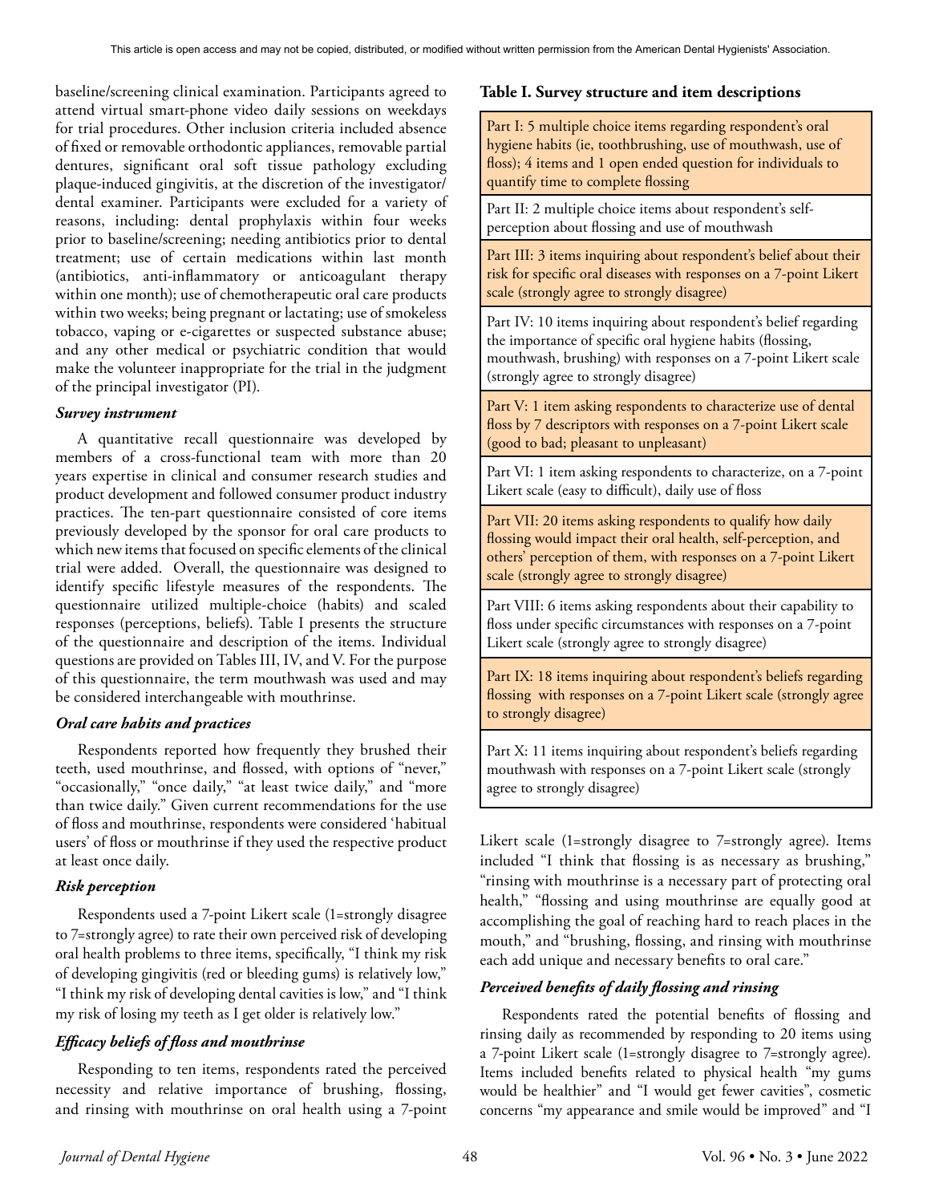baseline/screening clinical examination. Participants agreed to attend virtual smart-phone video daily sessions on weekdays for trial procedures. Other inclusion criteria included absence of fixed or removable orthodontic appliances, removable partial dentures, significant oral soft tissue pathology excluding plaque-induced gingivitis, at the discretion of the investigator/dental examiner. Participants were excluded for a variety of reasons, including: dental prophylaxis within four weeks prior to baseline/screening; needing antibiotics prior to dental treatment; use of certain medications within last month (antibiotics, anti-inflammatory or anticoagulant therapy within one month); use of chemotherapeutic oral care products within two weeks; being pregnant or lactating; use of smokeless tobacco, vaping or e-cigarettes or suspected substance abuse; and any other medical or psychiatric condition that would make the volunteer inappropriate for the trial in the judgment of the principal investigator (PI).

### *Survey instrument*

A quantitative recall questionnaire was developed by members of a cross-functional team with more than 20 years expertise in clinical and consumer research studies and product development and followed consumer product industry practices. The ten-part questionnaire consisted of core items previously developed by the sponsor for oral care products to which new items that focused on specific elements of the clinical trial were added. Overall, the questionnaire was designed to identify specific lifestyle measures of the respondents. The questionnaire utilized multiple-choice (habits) and scaled responses (perceptions, beliefs). Table I presents the structure of the questionnaire and description of the items. Individual questions are provided on Tables III, IV, and V. For the purpose of this questionnaire, the term mouthwash was used and may be considered interchangeable with mouthrinse.

**Table I. Survey structure and item descriptions**

| Survey structure and item descriptions |
|---|
| Part I: 5 multiple choice items regarding respondent's oral hygiene habits (ie, toothbrushing, use of mouthwash, use of floss); 4 items and 1 open ended question for individuals to quantify time to complete flossing |
| Part II: 2 multiple choice items about respondent's self-perception about flossing and use of mouthwash |
| Part III: 3 items inquiring about respondent's belief about their risk for specific oral diseases with responses on a 7-point Likert scale (strongly agree to strongly disagree) |
| Part IV: 10 items inquiring about respondent's belief regarding the importance of specific oral hygiene habits (flossing, mouthwash, brushing) with responses on a 7-point Likert scale (strongly agree to strongly disagree) |
| Part V: 1 item asking respondents to characterize use of dental floss by 7 descriptors with responses on a 7-point Likert scale (good to bad; pleasant to unpleasant) |
| Part VI: 1 item asking respondents to characterize, on a 7-point Likert scale (easy to difficult), daily use of floss |
| Part VII: 20 items asking respondents to qualify how daily flossing would impact their oral health, self-perception, and others' perception of them, with responses on a 7-point Likert scale (strongly agree to strongly disagree) |
| Part VIII: 6 items asking respondents about their capability to floss under specific circumstances with responses on a 7-point Likert scale (strongly agree to strongly disagree) |
| Part IX: 18 items inquiring about respondent's beliefs regarding flossing with responses on a 7-point Likert scale (strongly agree to strongly disagree) |
| Part X: 11 items inquiring about respondent's beliefs regarding mouthwash with responses on a 7-point Likert scale (strongly agree to strongly disagree) |

### *Oral care habits and practices*

Respondents reported how frequently they brushed their teeth, used mouthrinse, and flossed, with options of "never," "occasionally," "once daily," "at least twice daily," and "more than twice daily." Given current recommendations for the use of floss and mouthrinse, respondents were considered 'habitual users' of floss or mouthrinse if they used the respective product at least once daily.

### *Risk perception*

Respondents used a 7-point Likert scale (1=strongly disagree to 7=strongly agree) to rate their own perceived risk of developing oral health problems to three items, specifically, "I think my risk of developing gingivitis (red or bleeding gums) is relatively low," "I think my risk of developing dental cavities is low," and "I think my risk of losing my teeth as I get older is relatively low."

### *Efficacy beliefs of floss and mouthrinse*

Responding to ten items, respondents rated the perceived necessity and relative importance of brushing, flossing, and rinsing with mouthrinse on oral health using a 7-point Likert scale (1=strongly disagree to 7=strongly agree). Items included "I think that flossing is as necessary as brushing," "rinsing with mouthrinse is a necessary part of protecting oral health," "flossing and using mouthrinse are equally good at accomplishing the goal of reaching hard to reach places in the mouth," and "brushing, flossing, and rinsing with mouthrinse each add unique and necessary benefits to oral care."

### *Perceived benefits of daily flossing and rinsing*

Respondents rated the potential benefits of flossing and rinsing daily as recommended by responding to 20 items using a 7-point Likert scale (1=strongly disagree to 7=strongly agree). Items included benefits related to physical health "my gums would be healthier" and "I would get fewer cavities", cosmetic concerns "my appearance and smile would be improved" and "I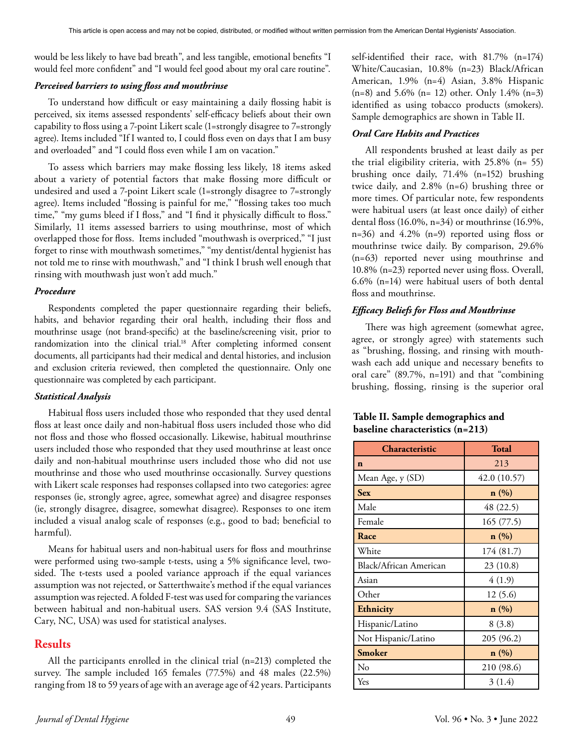would be less likely to have bad breath", and less tangible, emotional benefits "I would feel more confident" and "I would feel good about my oral care routine".

### *Perceived barriers to using floss and mouthrinse*

To understand how difficult or easy maintaining a daily flossing habit is perceived, six items assessed respondents' self-efficacy beliefs about their own capability to floss using a 7-point Likert scale (1=strongly disagree to 7=strongly agree). Items included "If I wanted to, I could floss even on days that I am busy and overloaded" and "I could floss even while I am on vacation."

To assess which barriers may make flossing less likely, 18 items asked about a variety of potential factors that make flossing more difficult or undesired and used a 7-point Likert scale (1=strongly disagree to 7=strongly agree). Items included "flossing is painful for me," "flossing takes too much time," "my gums bleed if I floss," and "I find it physically difficult to floss." Similarly, 11 items assessed barriers to using mouthrinse, most of which overlapped those for floss. Items included "mouthwash is overpriced," "I just forget to rinse with mouthwash sometimes," "my dentist/dental hygienist has not told me to rinse with mouthwash," and "I think I brush well enough that rinsing with mouthwash just won't add much."

### *Procedure*

Respondents completed the paper questionnaire regarding their beliefs, habits, and behavior regarding their oral health, including their floss and mouthrinse usage (not brand-specific) at the baseline/screening visit, prior to randomization into the clinical trial.[18] After completing informed consent documents, all participants had their medical and dental histories, and inclusion and exclusion criteria reviewed, then completed the questionnaire. Only one questionnaire was completed by each participant.

### *Statistical Analysis*

Habitual floss users included those who responded that they used dental floss at least once daily and non-habitual floss users included those who did not floss and those who flossed occasionally. Likewise, habitual mouthrinse users included those who responded that they used mouthrinse at least once daily and non-habitual mouthrinse users included those who did not use mouthrinse and those who used mouthrinse occasionally. Survey questions with Likert scale responses had responses collapsed into two categories: agree responses (ie, strongly agree, agree, somewhat agree) and disagree responses (ie, strongly disagree, disagree, somewhat disagree). Responses to one item included a visual analog scale of responses (e.g., good to bad; beneficial to harmful).

Means for habitual users and non-habitual users for floss and mouthrinse were performed using two-sample t-tests, using a 5% significance level, two-sided. The t-tests used a pooled variance approach if the equal variances assumption was not rejected, or Satterthwaite's method if the equal variances assumption was rejected. A folded F-test was used for comparing the variances between habitual and non-habitual users. SAS version 9.4 (SAS Institute, Cary, NC, USA) was used for statistical analyses.

## Results

All the participants enrolled in the clinical trial (n=213) completed the survey. The sample included 165 females (77.5%) and 48 males (22.5%) ranging from 18 to 59 years of age with an average age of 42 years. Participants self-identified their race, with 81.7% (n=174) White/Caucasian, 10.8% (n=23) Black/African American, 1.9% (n=4) Asian, 3.8% Hispanic (n=8) and 5.6% (n= 12) other. Only 1.4% (n=3) identified as using tobacco products (smokers). Sample demographics are shown in Table II.

### *Oral Care Habits and Practices*

All respondents brushed at least daily as per the trial eligibility criteria, with 25.8% (n= 55) brushing once daily, 71.4% (n=152) brushing twice daily, and 2.8% (n=6) brushing three or more times. Of particular note, few respondents were habitual users (at least once daily) of either dental floss (16.0%, n=34) or mouthrinse (16.9%, n=36) and 4.2% (n=9) reported using floss or mouthrinse twice daily. By comparison, 29.6% (n=63) reported never using mouthrinse and 10.8% (n=23) reported never using floss. Overall, 6.6% (n=14) were habitual users of both dental floss and mouthrinse.

### *Efficacy Beliefs for Floss and Mouthrinse*

There was high agreement (somewhat agree, agree, or strongly agree) with statements such as "brushing, flossing, and rinsing with mouthwash each add unique and necessary benefits to oral care" (89.7%, n=191) and that "combining brushing, flossing, rinsing is the superior oral

**Table II. Sample demographics and baseline characteristics (n=213)**

| Characteristic | Total |
|---|---|
| **n** | 213 |
| Mean Age, y (SD) | 42.0 (10.57) |
| **Sex** | **n (%)** |
| Male | 48 (22.5) |
| Female | 165 (77.5) |
| **Race** | **n (%)** |
| White | 174 (81.7) |
| Black/African American | 23 (10.8) |
| Asian | 4 (1.9) |
| Other | 12 (5.6) |
| **Ethnicity** | **n (%)** |
| Hispanic/Latino | 8 (3.8) |
| Not Hispanic/Latino | 205 (96.2) |
| **Smoker** | **n (%)** |
| No | 210 (98.6) |
| Yes | 3 (1.4) |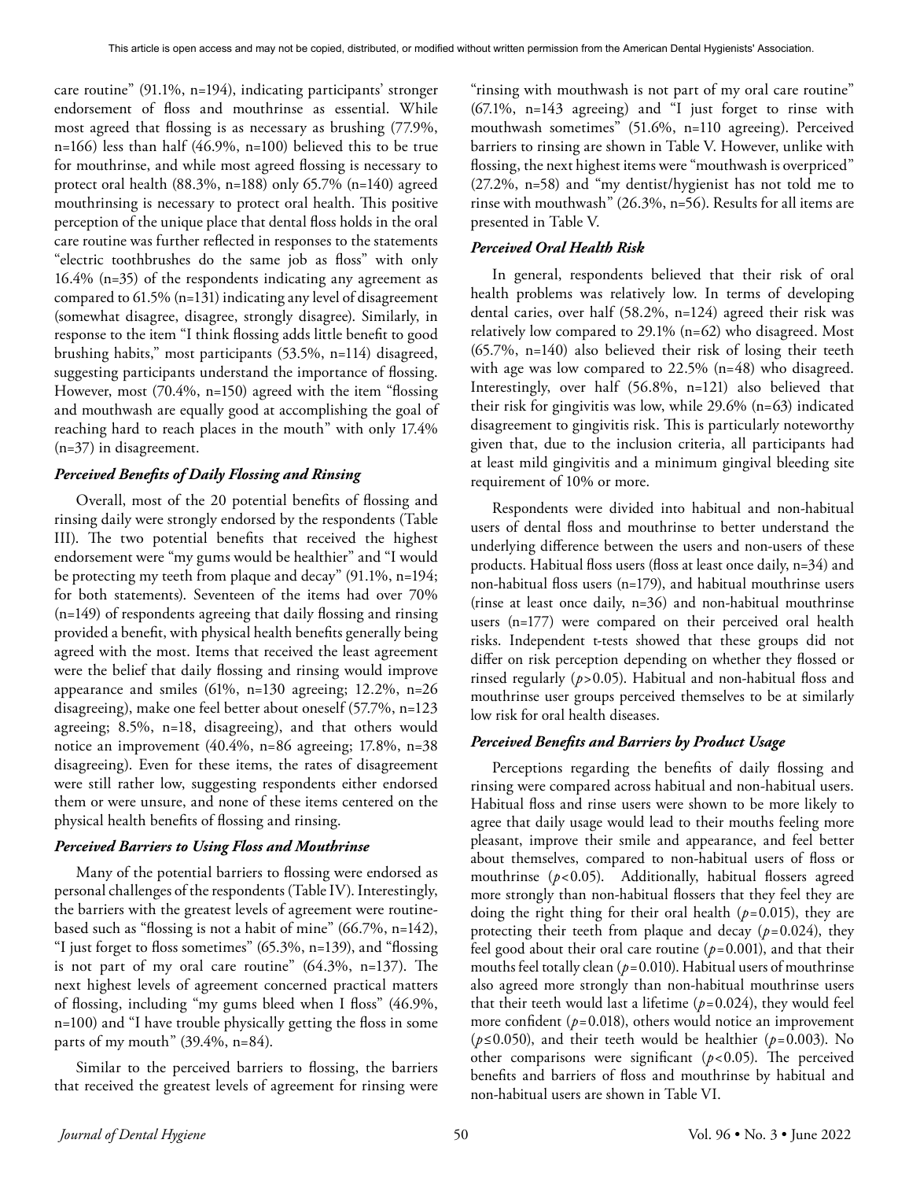care routine" (91.1%, n=194), indicating participants' stronger endorsement of floss and mouthrinse as essential. While most agreed that flossing is as necessary as brushing (77.9%, n=166) less than half (46.9%, n=100) believed this to be true for mouthrinse, and while most agreed flossing is necessary to protect oral health (88.3%, n=188) only 65.7% (n=140) agreed mouthrinsing is necessary to protect oral health. This positive perception of the unique place that dental floss holds in the oral care routine was further reflected in responses to the statements "electric toothbrushes do the same job as floss" with only 16.4% (n=35) of the respondents indicating any agreement as compared to 61.5% (n=131) indicating any level of disagreement (somewhat disagree, disagree, strongly disagree). Similarly, in response to the item "I think flossing adds little benefit to good brushing habits," most participants (53.5%, n=114) disagreed, suggesting participants understand the importance of flossing. However, most (70.4%, n=150) agreed with the item "flossing and mouthwash are equally good at accomplishing the goal of reaching hard to reach places in the mouth" with only 17.4% (n=37) in disagreement.

### *Perceived Benefits of Daily Flossing and Rinsing*

Overall, most of the 20 potential benefits of flossing and rinsing daily were strongly endorsed by the respondents (Table III). The two potential benefits that received the highest endorsement were "my gums would be healthier" and "I would be protecting my teeth from plaque and decay" (91.1%, n=194; for both statements). Seventeen of the items had over 70% (n=149) of respondents agreeing that daily flossing and rinsing provided a benefit, with physical health benefits generally being agreed with the most. Items that received the least agreement were the belief that daily flossing and rinsing would improve appearance and smiles (61%, n=130 agreeing; 12.2%, n=26 disagreeing), make one feel better about oneself (57.7%, n=123 agreeing; 8.5%, n=18, disagreeing), and that others would notice an improvement (40.4%, n=86 agreeing; 17.8%, n=38 disagreeing). Even for these items, the rates of disagreement were still rather low, suggesting respondents either endorsed them or were unsure, and none of these items centered on the physical health benefits of flossing and rinsing.

### *Perceived Barriers to Using Floss and Mouthrinse*

Many of the potential barriers to flossing were endorsed as personal challenges of the respondents (Table IV). Interestingly, the barriers with the greatest levels of agreement were routine-based such as "flossing is not a habit of mine" (66.7%, n=142), "I just forget to floss sometimes" (65.3%, n=139), and "flossing is not part of my oral care routine" (64.3%, n=137). The next highest levels of agreement concerned practical matters of flossing, including "my gums bleed when I floss" (46.9%, n=100) and "I have trouble physically getting the floss in some parts of my mouth" (39.4%, n=84).

Similar to the perceived barriers to flossing, the barriers that received the greatest levels of agreement for rinsing were "rinsing with mouthwash is not part of my oral care routine" (67.1%, n=143 agreeing) and "I just forget to rinse with mouthwash sometimes" (51.6%, n=110 agreeing). Perceived barriers to rinsing are shown in Table V. However, unlike with flossing, the next highest items were "mouthwash is overpriced" (27.2%, n=58) and "my dentist/hygienist has not told me to rinse with mouthwash" (26.3%, n=56). Results for all items are presented in Table V.

### *Perceived Oral Health Risk*

In general, respondents believed that their risk of oral health problems was relatively low. In terms of developing dental caries, over half (58.2%, n=124) agreed their risk was relatively low compared to 29.1% (n=62) who disagreed. Most (65.7%, n=140) also believed their risk of losing their teeth with age was low compared to 22.5% (n=48) who disagreed. Interestingly, over half (56.8%, n=121) also believed that their risk for gingivitis was low, while 29.6% (n=63) indicated disagreement to gingivitis risk. This is particularly noteworthy given that, due to the inclusion criteria, all participants had at least mild gingivitis and a minimum gingival bleeding site requirement of 10% or more.

Respondents were divided into habitual and non-habitual users of dental floss and mouthrinse to better understand the underlying difference between the users and non-users of these products. Habitual floss users (floss at least once daily, n=34) and non-habitual floss users (n=179), and habitual mouthrinse users (rinse at least once daily, n=36) and non-habitual mouthrinse users (n=177) were compared on their perceived oral health risks. Independent t-tests showed that these groups did not differ on risk perception depending on whether they flossed or rinsed regularly ($p>0.05$). Habitual and non-habitual floss and mouthrinse user groups perceived themselves to be at similarly low risk for oral health diseases.

### *Perceived Benefits and Barriers by Product Usage*

Perceptions regarding the benefits of daily flossing and rinsing were compared across habitual and non-habitual users. Habitual floss and rinse users were shown to be more likely to agree that daily usage would lead to their mouths feeling more pleasant, improve their smile and appearance, and feel better about themselves, compared to non-habitual users of floss or mouthrinse ($p<0.05$). Additionally, habitual flossers agreed more strongly than non-habitual flossers that they feel they are doing the right thing for their oral health ($p=0.015$), they are protecting their teeth from plaque and decay ($p=0.024$), they feel good about their oral care routine ($p=0.001$), and that their mouths feel totally clean ($p=0.010$). Habitual users of mouthrinse also agreed more strongly than non-habitual mouthrinse users that their teeth would last a lifetime ($p=0.024$), they would feel more confident ($p=0.018$), others would notice an improvement ($p\leq0.050$), and their teeth would be healthier ($p=0.003$). No other comparisons were significant ($p<0.05$). The perceived benefits and barriers of floss and mouthrinse by habitual and non-habitual users are shown in Table VI.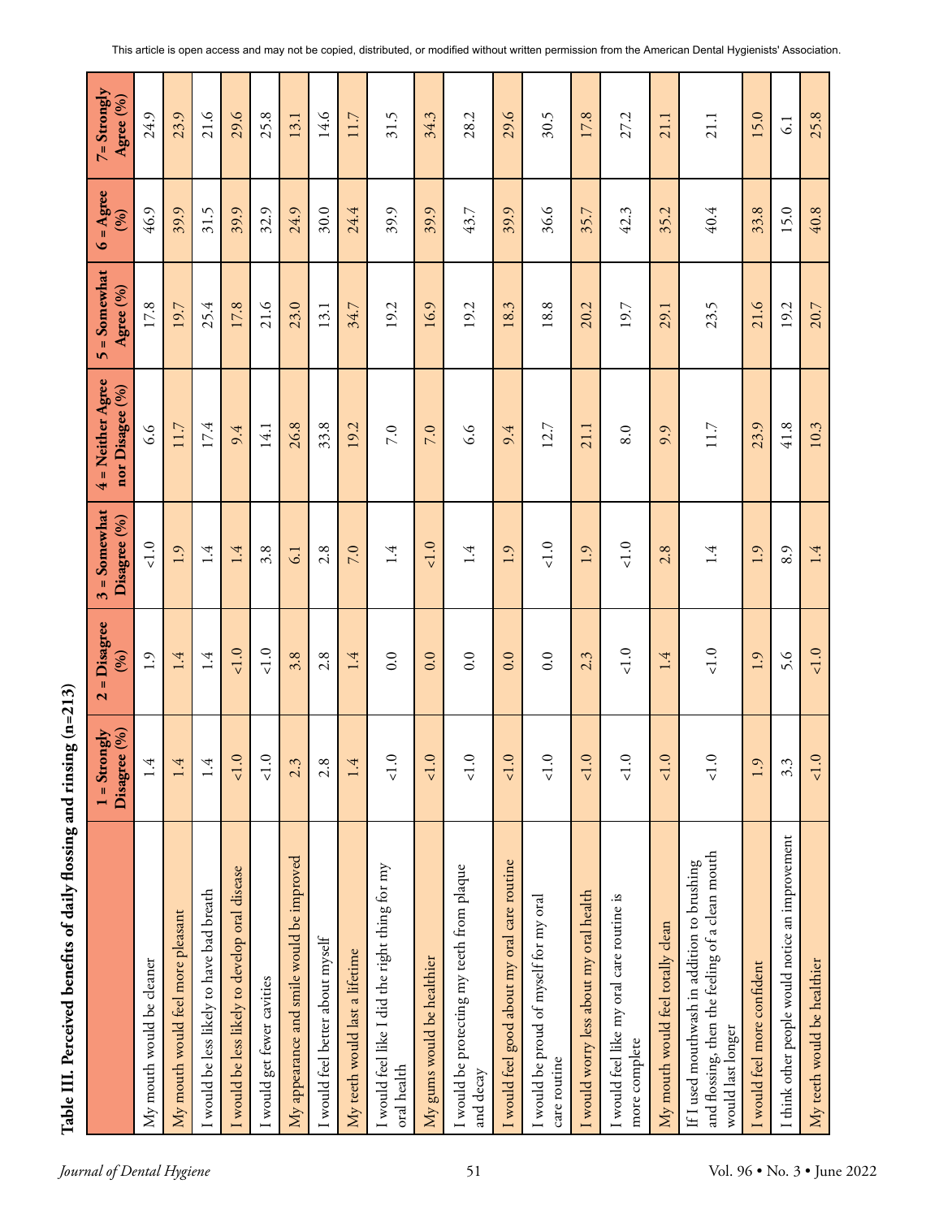**Table III. Perceived benefits of daily flossing and rinsing (n=213)**

| | 1 = Strongly Disagree (%) | 2 = Disagree (%) | 3 = Somewhat Disagree (%) | 4 = Neither Agree nor Disagee (%) | 5 = Somewhat Agree (%) | 6 = Agree (%) | 7= Strongly Agree (%) |
|---|---|---|---|---|---|---|---|
| My mouth would be cleaner | 1.4 | 1.9 | <1.0 | 6.6 | 17.8 | 46.9 | 24.9 |
| My mouth would feel more pleasant | 1.4 | 1.4 | 1.9 | 11.7 | 19.7 | 39.9 | 23.9 |
| I would be less likely to have bad breath | 1.4 | 1.4 | 1.4 | 17.4 | 25.4 | 31.5 | 21.6 |
| I would be less likely to develop oral disease | <1.0 | <1.0 | 1.4 | 9.4 | 17.8 | 39.9 | 29.6 |
| I would get fewer cavities | <1.0 | <1.0 | 3.8 | 14.1 | 21.6 | 32.9 | 25.8 |
| My appearance and smile would be improved | 2.3 | 3.8 | 6.1 | 26.8 | 23.0 | 24.9 | 13.1 |
| I would feel better about myself | 2.8 | 2.8 | 2.8 | 33.8 | 13.1 | 30.0 | 14.6 |
| My teeth would last a lifetime | 1.4 | 1.4 | 7.0 | 19.2 | 34.7 | 24.4 | 11.7 |
| I would feel like I did the right thing for my oral health | <1.0 | 0.0 | 1.4 | 7.0 | 19.2 | 39.9 | 31.5 |
| My gums would be healthier | <1.0 | 0.0 | <1.0 | 7.0 | 16.9 | 39.9 | 34.3 |
| I would be protecting my teeth from plaque and decay | <1.0 | 0.0 | 1.4 | 6.6 | 19.2 | 43.7 | 28.2 |
| I would feel good about my oral care routine | <1.0 | 0.0 | 1.9 | 9.4 | 18.3 | 39.9 | 29.6 |
| I would be proud of myself for my oral care routine | <1.0 | 0.0 | <1.0 | 12.7 | 18.8 | 36.6 | 30.5 |
| I would worry less about my oral health | <1.0 | 2.3 | 1.9 | 21.1 | 20.2 | 35.7 | 17.8 |
| I would feel like my oral care routine is more complete | <1.0 | <1.0 | <1.0 | 8.0 | 19.7 | 42.3 | 27.2 |
| My mouth would feel totally clean | <1.0 | 1.4 | 2.8 | 9.9 | 29.1 | 35.2 | 21.1 |
| If I used mouthwash in addition to brushing and flossing, then the feeling of a clean mouth would last longer | <1.0 | <1.0 | 1.4 | 11.7 | 23.5 | 40.4 | 21.1 |
| I would feel more confident | 1.9 | 1.9 | 1.9 | 23.9 | 21.6 | 33.8 | 15.0 |
| I think other people would notice an improvement | 3.3 | 5.6 | 8.9 | 41.8 | 19.2 | 15.0 | 6.1 |
| My teeth would be healthier | <1.0 | <1.0 | 1.4 | 10.3 | 20.7 | 40.8 | 25.8 |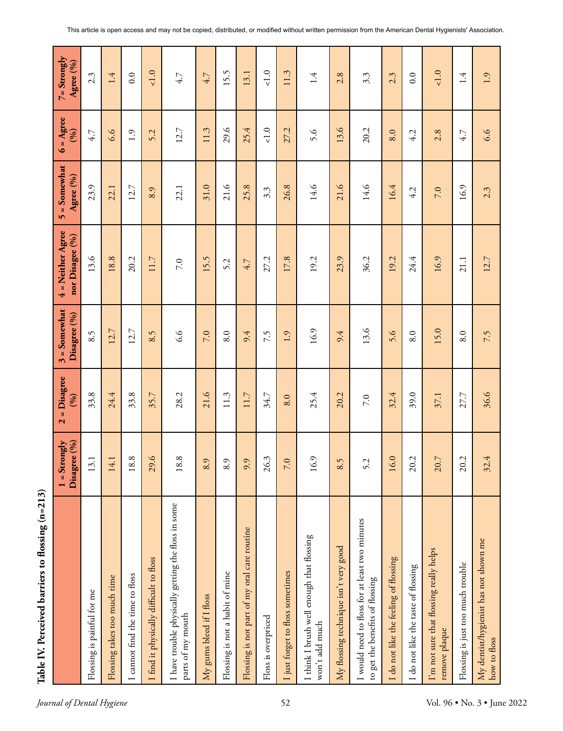**Table IV. Perceived barriers to flossing (n=213)**

| | 1 = Strongly Disagree (%) | 2 = Disagree (%) | 3 = Somewhat Disagree (%) | 4 = Neither Agree nor Disagee (%) | 5 = Somewhat Agree (%) | 6 = Agree (%) | 7= Strongly Agree (%) |
|---|---|---|---|---|---|---|---|
| Flossing is painful for me | 13.1 | 33.8 | 8.5 | 13.6 | 23.9 | 4.7 | 2.3 |
| Flossing takes too much time | 14.1 | 24.4 | 12.7 | 18.8 | 22.1 | 6.6 | 1.4 |
| I cannot find the time to floss | 18.8 | 33.8 | 12.7 | 20.2 | 12.7 | 1.9 | 0.0 |
| I find it physically difficult to floss | 29.6 | 35.7 | 8.5 | 11.7 | 8.9 | 5.2 | <1.0 |
| I have trouble physically getting the floss in some parts of my mouth | 18.8 | 28.2 | 6.6 | 7.0 | 22.1 | 12.7 | 4.7 |
| My gums bleed if I floss | 8.9 | 21.6 | 7.0 | 15.5 | 31.0 | 11.3 | 4.7 |
| Flossing is not a habit of mine | 8.9 | 11.3 | 8.0 | 5.2 | 21.6 | 29.6 | 15.5 |
| Flossing is not part of my oral care routine | 9.9 | 11.7 | 9.4 | 4.7 | 25.8 | 25.4 | 13.1 |
| Floss is overpriced | 26.3 | 34.7 | 7.5 | 27.2 | 3.3 | <1.0 | <1.0 |
| I just forget to floss sometimes | 7.0 | 8.0 | 1.9 | 17.8 | 26.8 | 27.2 | 11.3 |
| I think I brush well enough that flossing won't add much | 16.9 | 25.4 | 16.9 | 19.2 | 14.6 | 5.6 | 1.4 |
| My flossing technique isn't very good | 8.5 | 20.2 | 9.4 | 23.9 | 21.6 | 13.6 | 2.8 |
| I would need to floss for at least two minutes to get the benefits of flossing | 5.2 | 7.0 | 13.6 | 36.2 | 14.6 | 20.2 | 3.3 |
| I do not like the feeling of flossing | 16.0 | 32.4 | 5.6 | 19.2 | 16.4 | 8.0 | 2.3 |
| I do not like the taste of flossing | 20.2 | 39.0 | 8.0 | 24.4 | 4.2 | 4.2 | 0.0 |
| I'm not sure that flossing really helps remove plaque | 20.7 | 37.1 | 15.0 | 16.9 | 7.0 | 2.8 | <1.0 |
| Flossing is just too much trouble | 20.2 | 27.7 | 8.0 | 21.1 | 16.9 | 4.7 | 1.4 |
| My dentist/hygienist has not shown me how to floss | 32.4 | 36.6 | 7.5 | 12.7 | 2.3 | 6.6 | 1.9 |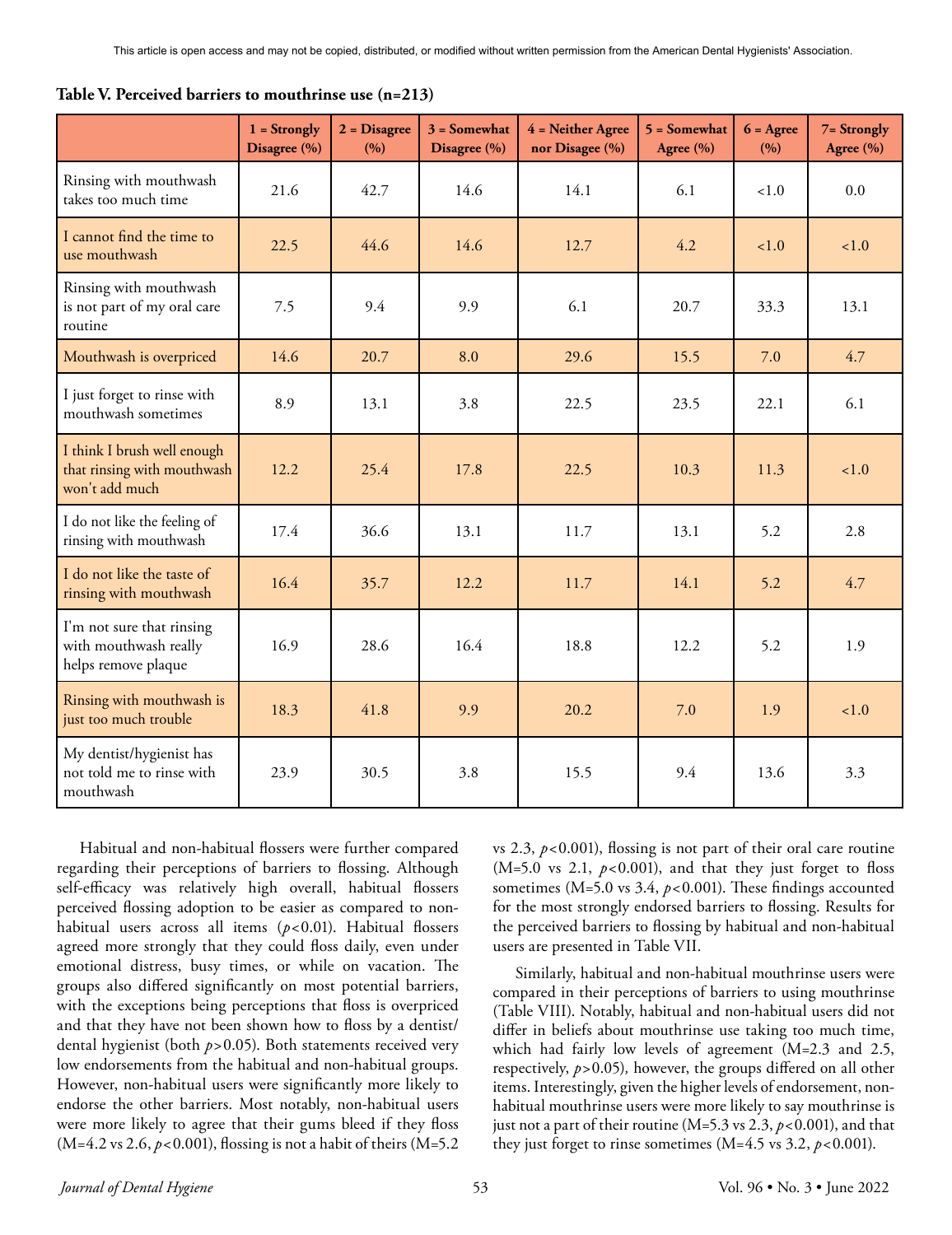**Table V. Perceived barriers to mouthrinse use (n=213)**

| | 1 = Strongly Disagree (%) | 2 = Disagree (%) | 3 = Somewhat Disagree (%) | 4 = Neither Agree nor Disagee (%) | 5 = Somewhat Agree (%) | 6 = Agree (%) | 7= Strongly Agree (%) |
|---|---|---|---|---|---|---|---|
| Rinsing with mouthwash takes too much time | 21.6 | 42.7 | 14.6 | 14.1 | 6.1 | <1.0 | 0.0 |
| I cannot find the time to use mouthwash | 22.5 | 44.6 | 14.6 | 12.7 | 4.2 | <1.0 | <1.0 |
| Rinsing with mouthwash is not part of my oral care routine | 7.5 | 9.4 | 9.9 | 6.1 | 20.7 | 33.3 | 13.1 |
| Mouthwash is overpriced | 14.6 | 20.7 | 8.0 | 29.6 | 15.5 | 7.0 | 4.7 |
| I just forget to rinse with mouthwash sometimes | 8.9 | 13.1 | 3.8 | 22.5 | 23.5 | 22.1 | 6.1 |
| I think I brush well enough that rinsing with mouthwash won't add much | 12.2 | 25.4 | 17.8 | 22.5 | 10.3 | 11.3 | <1.0 |
| I do not like the feeling of rinsing with mouthwash | 17.4 | 36.6 | 13.1 | 11.7 | 13.1 | 5.2 | 2.8 |
| I do not like the taste of rinsing with mouthwash | 16.4 | 35.7 | 12.2 | 11.7 | 14.1 | 5.2 | 4.7 |
| I'm not sure that rinsing with mouthwash really helps remove plaque | 16.9 | 28.6 | 16.4 | 18.8 | 12.2 | 5.2 | 1.9 |
| Rinsing with mouthwash is just too much trouble | 18.3 | 41.8 | 9.9 | 20.2 | 7.0 | 1.9 | <1.0 |
| My dentist/hygienist has not told me to rinse with mouthwash | 23.9 | 30.5 | 3.8 | 15.5 | 9.4 | 13.6 | 3.3 |

Habitual and non-habitual flossers were further compared regarding their perceptions of barriers to flossing. Although self-efficacy was relatively high overall, habitual flossers perceived flossing adoption to be easier as compared to non-habitual users across all items ($p<0.01$). Habitual flossers agreed more strongly that they could floss daily, even under emotional distress, busy times, or while on vacation. The groups also differed significantly on most potential barriers, with the exceptions being perceptions that floss is overpriced and that they have not been shown how to floss by a dentist/dental hygienist (both $p>0.05$). Both statements received very low endorsements from the habitual and non-habitual groups. However, non-habitual users were significantly more likely to endorse the other barriers. Most notably, non-habitual users were more likely to agree that their gums bleed if they floss (M=4.2 vs 2.6, $p<0.001$), flossing is not a habit of theirs (M=5.2 vs 2.3, $p<0.001$), flossing is not part of their oral care routine (M=5.0 vs 2.1, $p<0.001$), and that they just forget to floss sometimes (M=5.0 vs 3.4, $p<0.001$). These findings accounted for the most strongly endorsed barriers to flossing. Results for the perceived barriers to flossing by habitual and non-habitual users are presented in Table VII.

Similarly, habitual and non-habitual mouthrinse users were compared in their perceptions of barriers to using mouthrinse (Table VIII). Notably, habitual and non-habitual users did not differ in beliefs about mouthrinse use taking too much time, which had fairly low levels of agreement (M=2.3 and 2.5, respectively, $p>0.05$), however, the groups differed on all other items. Interestingly, given the higher levels of endorsement, non-habitual mouthrinse users were more likely to say mouthrinse is just not a part of their routine (M=5.3 vs 2.3, $p<0.001$), and that they just forget to rinse sometimes (M=4.5 vs 3.2, $p<0.001$).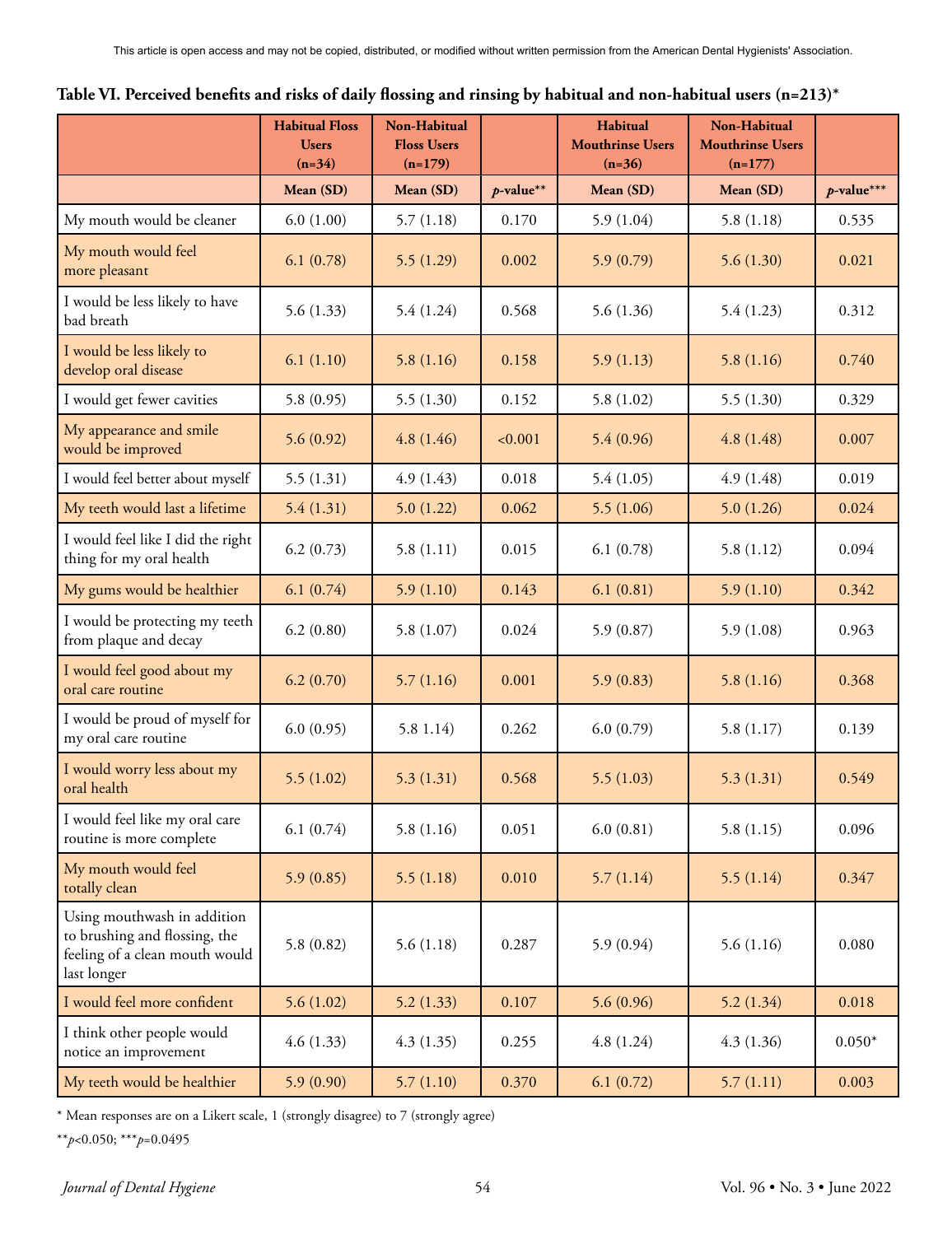**Table VI. Perceived benefits and risks of daily flossing and rinsing by habitual and non-habitual users (n=213)***

| | Habitual Floss Users (n=34) | Non-Habitual Floss Users (n=179) | | Habitual Mouthrinse Users (n=36) | Non-Habitual Mouthrinse Users (n=177) | |
|---|---|---|---|---|---|---|
| | Mean (SD) | Mean (SD) | *p*-value** | Mean (SD) | Mean (SD) | *p*-value*** |
| My mouth would be cleaner | 6.0 (1.00) | 5.7 (1.18) | 0.170 | 5.9 (1.04) | 5.8 (1.18) | 0.535 |
| My mouth would feel more pleasant | 6.1 (0.78) | 5.5 (1.29) | 0.002 | 5.9 (0.79) | 5.6 (1.30) | 0.021 |
| I would be less likely to have bad breath | 5.6 (1.33) | 5.4 (1.24) | 0.568 | 5.6 (1.36) | 5.4 (1.23) | 0.312 |
| I would be less likely to develop oral disease | 6.1 (1.10) | 5.8 (1.16) | 0.158 | 5.9 (1.13) | 5.8 (1.16) | 0.740 |
| I would get fewer cavities | 5.8 (0.95) | 5.5 (1.30) | 0.152 | 5.8 (1.02) | 5.5 (1.30) | 0.329 |
| My appearance and smile would be improved | 5.6 (0.92) | 4.8 (1.46) | <0.001 | 5.4 (0.96) | 4.8 (1.48) | 0.007 |
| I would feel better about myself | 5.5 (1.31) | 4.9 (1.43) | 0.018 | 5.4 (1.05) | 4.9 (1.48) | 0.019 |
| My teeth would last a lifetime | 5.4 (1.31) | 5.0 (1.22) | 0.062 | 5.5 (1.06) | 5.0 (1.26) | 0.024 |
| I would feel like I did the right thing for my oral health | 6.2 (0.73) | 5.8 (1.11) | 0.015 | 6.1 (0.78) | 5.8 (1.12) | 0.094 |
| My gums would be healthier | 6.1 (0.74) | 5.9 (1.10) | 0.143 | 6.1 (0.81) | 5.9 (1.10) | 0.342 |
| I would be protecting my teeth from plaque and decay | 6.2 (0.80) | 5.8 (1.07) | 0.024 | 5.9 (0.87) | 5.9 (1.08) | 0.963 |
| I would feel good about my oral care routine | 6.2 (0.70) | 5.7 (1.16) | 0.001 | 5.9 (0.83) | 5.8 (1.16) | 0.368 |
| I would be proud of myself for my oral care routine | 6.0 (0.95) | 5.8 1.14) | 0.262 | 6.0 (0.79) | 5.8 (1.17) | 0.139 |
| I would worry less about my oral health | 5.5 (1.02) | 5.3 (1.31) | 0.568 | 5.5 (1.03) | 5.3 (1.31) | 0.549 |
| I would feel like my oral care routine is more complete | 6.1 (0.74) | 5.8 (1.16) | 0.051 | 6.0 (0.81) | 5.8 (1.15) | 0.096 |
| My mouth would feel totally clean | 5.9 (0.85) | 5.5 (1.18) | 0.010 | 5.7 (1.14) | 5.5 (1.14) | 0.347 |
| Using mouthwash in addition to brushing and flossing, the feeling of a clean mouth would last longer | 5.8 (0.82) | 5.6 (1.18) | 0.287 | 5.9 (0.94) | 5.6 (1.16) | 0.080 |
| I would feel more confident | 5.6 (1.02) | 5.2 (1.33) | 0.107 | 5.6 (0.96) | 5.2 (1.34) | 0.018 |
| I think other people would notice an improvement | 4.6 (1.33) | 4.3 (1.35) | 0.255 | 4.8 (1.24) | 4.3 (1.36) | 0.050* |
| My teeth would be healthier | 5.9 (0.90) | 5.7 (1.10) | 0.370 | 6.1 (0.72) | 5.7 (1.11) | 0.003 |

* Mean responses are on a Likert scale, 1 (strongly disagree) to 7 (strongly agree)

**$p<0.050$; ***$p=0.0495$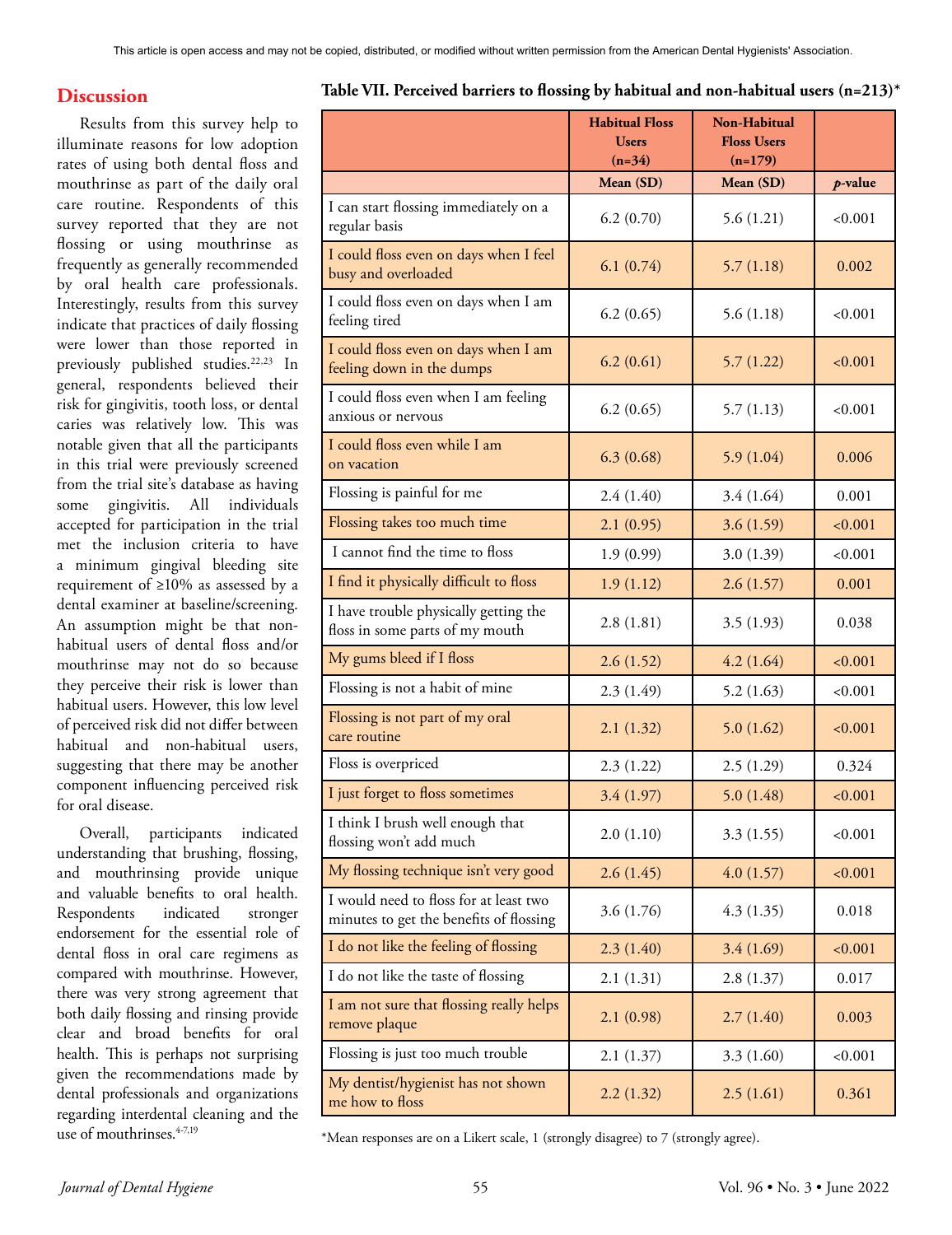## Discussion

Results from this survey help to illuminate reasons for low adoption rates of using both dental floss and mouthrinse as part of the daily oral care routine. Respondents of this survey reported that they are not flossing or using mouthrinse as frequently as generally recommended by oral health care professionals. Interestingly, results from this survey indicate that practices of daily flossing were lower than those reported in previously published studies.[22,23] In general, respondents believed their risk for gingivitis, tooth loss, or dental caries was relatively low. This was notable given that all the participants in this trial were previously screened from the trial site's database as having some gingivitis. All individuals accepted for participation in the trial met the inclusion criteria to have a minimum gingival bleeding site requirement of ≥10% as assessed by a dental examiner at baseline/screening. An assumption might be that non-habitual users of dental floss and/or mouthrinse may not do so because they perceive their risk is lower than habitual users. However, this low level of perceived risk did not differ between habitual and non-habitual users, suggesting that there may be another component influencing perceived risk for oral disease.

Overall, participants indicated understanding that brushing, flossing, and mouthrinsing provide unique and valuable benefits to oral health. Respondents indicated stronger endorsement for the essential role of dental floss in oral care regimens as compared with mouthrinse. However, there was very strong agreement that both daily flossing and rinsing provide clear and broad benefits for oral health. This is perhaps not surprising given the recommendations made by dental professionals and organizations regarding interdental cleaning and the use of mouthrinses.[4-7,19]

**Table VII. Perceived barriers to flossing by habitual and non-habitual users (n=213)***

| | Habitual Floss Users (n=34) | Non-Habitual Floss Users (n=179) | |
|---|---|---|---|
| | Mean (SD) | Mean (SD) | *p*-value |
| I can start flossing immediately on a regular basis | 6.2 (0.70) | 5.6 (1.21) | <0.001 |
| I could floss even on days when I feel busy and overloaded | 6.1 (0.74) | 5.7 (1.18) | 0.002 |
| I could floss even on days when I am feeling tired | 6.2 (0.65) | 5.6 (1.18) | <0.001 |
| I could floss even on days when I am feeling down in the dumps | 6.2 (0.61) | 5.7 (1.22) | <0.001 |
| I could floss even when I am feeling anxious or nervous | 6.2 (0.65) | 5.7 (1.13) | <0.001 |
| I could floss even while I am on vacation | 6.3 (0.68) | 5.9 (1.04) | 0.006 |
| Flossing is painful for me | 2.4 (1.40) | 3.4 (1.64) | 0.001 |
| Flossing takes too much time | 2.1 (0.95) | 3.6 (1.59) | <0.001 |
| I cannot find the time to floss | 1.9 (0.99) | 3.0 (1.39) | <0.001 |
| I find it physically difficult to floss | 1.9 (1.12) | 2.6 (1.57) | 0.001 |
| I have trouble physically getting the floss in some parts of my mouth | 2.8 (1.81) | 3.5 (1.93) | 0.038 |
| My gums bleed if I floss | 2.6 (1.52) | 4.2 (1.64) | <0.001 |
| Flossing is not a habit of mine | 2.3 (1.49) | 5.2 (1.63) | <0.001 |
| Flossing is not part of my oral care routine | 2.1 (1.32) | 5.0 (1.62) | <0.001 |
| Floss is overpriced | 2.3 (1.22) | 2.5 (1.29) | 0.324 |
| I just forget to floss sometimes | 3.4 (1.97) | 5.0 (1.48) | <0.001 |
| I think I brush well enough that flossing won't add much | 2.0 (1.10) | 3.3 (1.55) | <0.001 |
| My flossing technique isn't very good | 2.6 (1.45) | 4.0 (1.57) | <0.001 |
| I would need to floss for at least two minutes to get the benefits of flossing | 3.6 (1.76) | 4.3 (1.35) | 0.018 |
| I do not like the feeling of flossing | 2.3 (1.40) | 3.4 (1.69) | <0.001 |
| I do not like the taste of flossing | 2.1 (1.31) | 2.8 (1.37) | 0.017 |
| I am not sure that flossing really helps remove plaque | 2.1 (0.98) | 2.7 (1.40) | 0.003 |
| Flossing is just too much trouble | 2.1 (1.37) | 3.3 (1.60) | <0.001 |
| My dentist/hygienist has not shown me how to floss | 2.2 (1.32) | 2.5 (1.61) | 0.361 |

*Mean responses are on a Likert scale, 1 (strongly disagree) to 7 (strongly agree).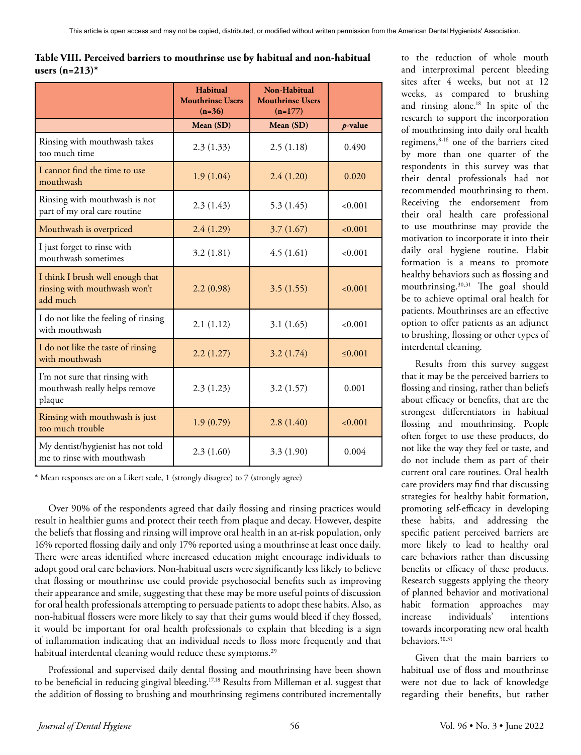**Table VIII. Perceived barriers to mouthrinse use by habitual and non-habitual users (n=213)***

| | Habitual Mouthrinse Users (n=36) | Non-Habitual Mouthrinse Users (n=177) | |
|---|---|---|---|
| | Mean (SD) | Mean (SD) | *p*-value |
| Rinsing with mouthwash takes too much time | 2.3 (1.33) | 2.5 (1.18) | 0.490 |
| I cannot find the time to use mouthwash | 1.9 (1.04) | 2.4 (1.20) | 0.020 |
| Rinsing with mouthwash is not part of my oral care routine | 2.3 (1.43) | 5.3 (1.45) | <0.001 |
| Mouthwash is overpriced | 2.4 (1.29) | 3.7 (1.67) | <0.001 |
| I just forget to rinse with mouthwash sometimes | 3.2 (1.81) | 4.5 (1.61) | <0.001 |
| I think I brush well enough that rinsing with mouthwash won't add much | 2.2 (0.98) | 3.5 (1.55) | <0.001 |
| I do not like the feeling of rinsing with mouthwash | 2.1 (1.12) | 3.1 (1.65) | <0.001 |
| I do not like the taste of rinsing with mouthwash | 2.2 (1.27) | 3.2 (1.74) | ≤0.001 |
| I'm not sure that rinsing with mouthwash really helps remove plaque | 2.3 (1.23) | 3.2 (1.57) | 0.001 |
| Rinsing with mouthwash is just too much trouble | 1.9 (0.79) | 2.8 (1.40) | <0.001 |
| My dentist/hygienist has not told me to rinse with mouthwash | 2.3 (1.60) | 3.3 (1.90) | 0.004 |

\* Mean responses are on a Likert scale, 1 (strongly disagree) to 7 (strongly agree)

Over 90% of the respondents agreed that daily flossing and rinsing practices would result in healthier gums and protect their teeth from plaque and decay. However, despite the beliefs that flossing and rinsing will improve oral health in an at-risk population, only 16% reported flossing daily and only 17% reported using a mouthrinse at least once daily. There were areas identified where increased education might encourage individuals to adopt good oral care behaviors. Non-habitual users were significantly less likely to believe that flossing or mouthrinse use could provide psychosocial benefits such as improving their appearance and smile, suggesting that these may be more useful points of discussion for oral health professionals attempting to persuade patients to adopt these habits. Also, as non-habitual flossers were more likely to say that their gums would bleed if they flossed, it would be important for oral health professionals to explain that bleeding is a sign of inflammation indicating that an individual needs to floss more frequently and that habitual interdental cleaning would reduce these symptoms.[29]

Professional and supervised daily dental flossing and mouthrinsing have been shown to be beneficial in reducing gingival bleeding.[17,18] Results from Milleman et al. suggest that the addition of flossing to brushing and mouthrinsing regimens contributed incrementally to the reduction of whole mouth and interproximal percent bleeding sites after 4 weeks, but not at 12 weeks, as compared to brushing and rinsing alone.[18] In spite of the research to support the incorporation of mouthrinsing into daily oral health regimens,[8-16] one of the barriers cited by more than one quarter of the respondents in this survey was that their dental professionals had not recommended mouthrinsing to them. Receiving the endorsement from their oral health care professional to use mouthrinse may provide the motivation to incorporate it into their daily oral hygiene routine. Habit formation is a means to promote healthy behaviors such as flossing and mouthrinsing.[30,31] The goal should be to achieve optimal oral health for patients. Mouthrinses are an effective option to offer patients as an adjunct to brushing, flossing or other types of interdental cleaning.

Results from this survey suggest that it may be the perceived barriers to flossing and rinsing, rather than beliefs about efficacy or benefits, that are the strongest differentiators in habitual flossing and mouthrinsing. People often forget to use these products, do not like the way they feel or taste, and do not include them as part of their current oral care routines. Oral health care providers may find that discussing strategies for healthy habit formation, promoting self-efficacy in developing these habits, and addressing the specific patient perceived barriers are more likely to lead to healthy oral care behaviors rather than discussing benefits or efficacy of these products. Research suggests applying the theory of planned behavior and motivational habit formation approaches may increase individuals' intentions towards incorporating new oral health behaviors.[30,31]

Given that the main barriers to habitual use of floss and mouthrinse were not due to lack of knowledge regarding their benefits, but rather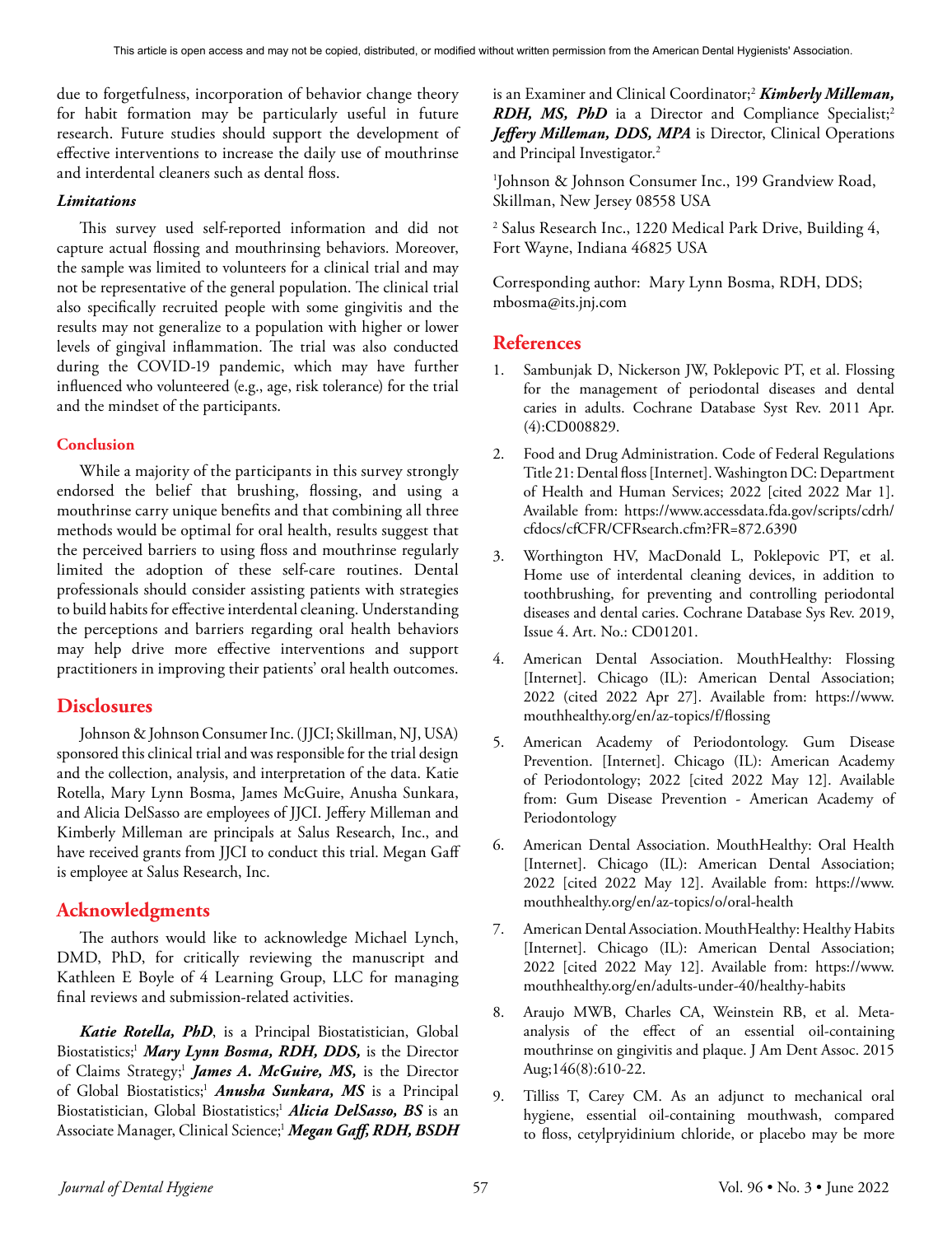due to forgetfulness, incorporation of behavior change theory for habit formation may be particularly useful in future research. Future studies should support the development of effective interventions to increase the daily use of mouthrinse and interdental cleaners such as dental floss.

### *Limitations*

This survey used self-reported information and did not capture actual flossing and mouthrinsing behaviors. Moreover, the sample was limited to volunteers for a clinical trial and may not be representative of the general population. The clinical trial also specifically recruited people with some gingivitis and the results may not generalize to a population with higher or lower levels of gingival inflammation. The trial was also conducted during the COVID-19 pandemic, which may have further influenced who volunteered (e.g., age, risk tolerance) for the trial and the mindset of the participants.

### Conclusion

While a majority of the participants in this survey strongly endorsed the belief that brushing, flossing, and using a mouthrinse carry unique benefits and that combining all three methods would be optimal for oral health, results suggest that the perceived barriers to using floss and mouthrinse regularly limited the adoption of these self-care routines. Dental professionals should consider assisting patients with strategies to build habits for effective interdental cleaning. Understanding the perceptions and barriers regarding oral health behaviors may help drive more effective interventions and support practitioners in improving their patients' oral health outcomes.

## Disclosures

Johnson & Johnson Consumer Inc. (JJCI; Skillman, NJ, USA) sponsored this clinical trial and was responsible for the trial design and the collection, analysis, and interpretation of the data. Katie Rotella, Mary Lynn Bosma, James McGuire, Anusha Sunkara, and Alicia DelSasso are employees of JJCI. Jeffery Milleman and Kimberly Milleman are principals at Salus Research, Inc., and have received grants from JJCI to conduct this trial. Megan Gaff is employee at Salus Research, Inc.

## Acknowledgments

The authors would like to acknowledge Michael Lynch, DMD, PhD, for critically reviewing the manuscript and Kathleen E Boyle of 4 Learning Group, LLC for managing final reviews and submission-related activities.

***Katie Rotella, PhD***, is a Principal Biostatistician, Global Biostatistics;[1] ***Mary Lynn Bosma, RDH, DDS,*** is the Director of Claims Strategy;[1] ***James A. McGuire, MS,*** is the Director of Global Biostatistics;[1] ***Anusha Sunkara, MS*** is a Principal Biostatistician, Global Biostatistics;[1] ***Alicia DelSasso, BS*** is an Associate Manager, Clinical Science;[1] ***Megan Gaff, RDH, BSDH*** is an Examiner and Clinical Coordinator;[2] ***Kimberly Milleman, RDH, MS, PhD*** ia a Director and Compliance Specialist;[2] ***Jeffery Milleman, DDS, MPA*** is Director, Clinical Operations and Principal Investigator.[2]

[1]Johnson & Johnson Consumer Inc., 199 Grandview Road, Skillman, New Jersey 08558 USA

[2] Salus Research Inc., 1220 Medical Park Drive, Building 4, Fort Wayne, Indiana 46825 USA

Corresponding author: Mary Lynn Bosma, RDH, DDS; mbosma@its.jnj.com

## References

1. Sambunjak D, Nickerson JW, Poklepovic PT, et al. Flossing for the management of periodontal diseases and dental caries in adults. Cochrane Database Syst Rev. 2011 Apr. (4):CD008829.
2. Food and Drug Administration. Code of Federal Regulations Title 21: Dental floss [Internet]. Washington DC: Department of Health and Human Services; 2022 [cited 2022 Mar 1]. Available from: https://www.accessdata.fda.gov/scripts/cdrh/cfdocs/cfCFR/CFRsearch.cfm?FR=872.6390
3. Worthington HV, MacDonald L, Poklepovic PT, et al. Home use of interdental cleaning devices, in addition to toothbrushing, for preventing and controlling periodontal diseases and dental caries. Cochrane Database Sys Rev. 2019, Issue 4. Art. No.: CD01201.
4. American Dental Association. MouthHealthy: Flossing [Internet]. Chicago (IL): American Dental Association; 2022 (cited 2022 Apr 27]. Available from: https://www.mouthhealthy.org/en/az-topics/f/flossing
5. American Academy of Periodontology. Gum Disease Prevention. [Internet]. Chicago (IL): American Academy of Periodontology; 2022 [cited 2022 May 12]. Available from: Gum Disease Prevention - American Academy of Periodontology
6. American Dental Association. MouthHealthy: Oral Health [Internet]. Chicago (IL): American Dental Association; 2022 [cited 2022 May 12]. Available from: https://www.mouthhealthy.org/en/az-topics/o/oral-health
7. American Dental Association. MouthHealthy: Healthy Habits [Internet]. Chicago (IL): American Dental Association; 2022 [cited 2022 May 12]. Available from: https://www.mouthhealthy.org/en/adults-under-40/healthy-habits
8. Araujo MWB, Charles CA, Weinstein RB, et al. Meta-analysis of the effect of an essential oil-containing mouthrinse on gingivitis and plaque. J Am Dent Assoc. 2015 Aug;146(8):610-22.
9. Tilliss T, Carey CM. As an adjunct to mechanical oral hygiene, essential oil-containing mouthwash, compared to floss, cetylpryidinium chloride, or placebo may be more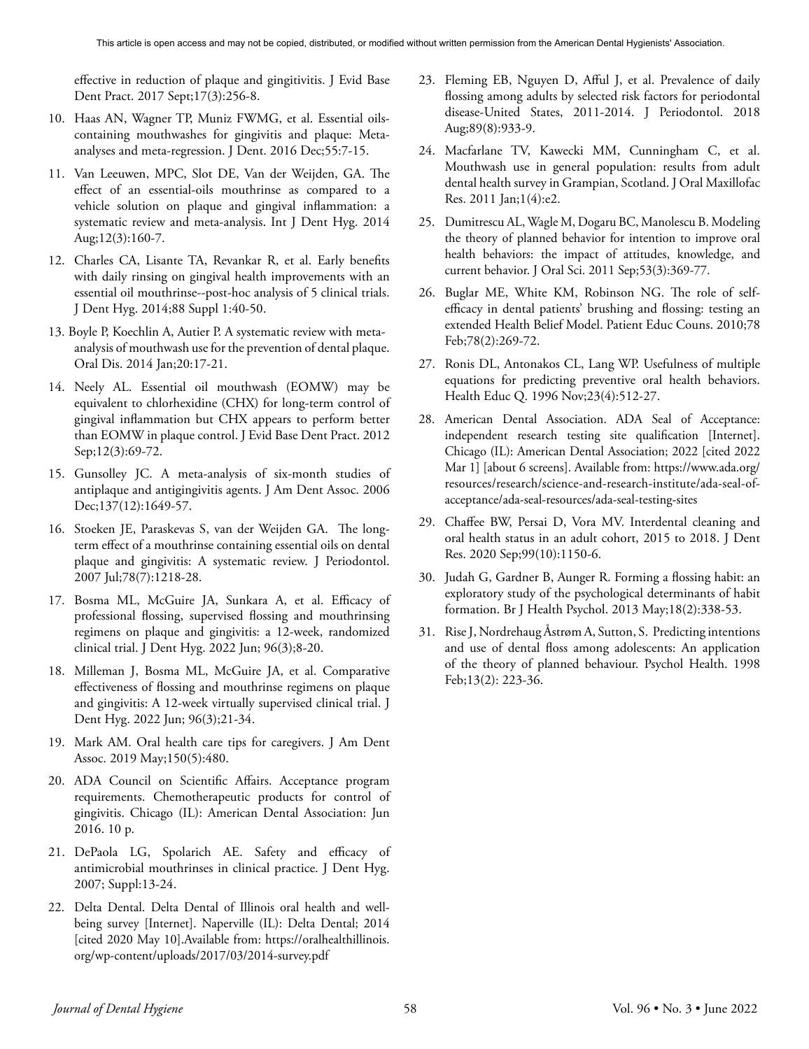effective in reduction of plaque and gingitivitis. J Evid Base Dent Pract. 2017 Sept;17(3):256-8.

10. Haas AN, Wagner TP, Muniz FWMG, et al. Essential oils-containing mouthwashes for gingivitis and plaque: Meta-analyses and meta-regression. J Dent. 2016 Dec;55:7-15.
11. Van Leeuwen, MPC, Slot DE, Van der Weijden, GA. The effect of an essential-oils mouthrinse as compared to a vehicle solution on plaque and gingival inflammation: a systematic review and meta-analysis. Int J Dent Hyg. 2014 Aug;12(3):160-7.
12. Charles CA, Lisante TA, Revankar R, et al. Early benefits with daily rinsing on gingival health improvements with an essential oil mouthrinse--post-hoc analysis of 5 clinical trials. J Dent Hyg. 2014;88 Suppl 1:40-50.
13. Boyle P, Koechlin A, Autier P. A systematic review with meta-analysis of mouthwash use for the prevention of dental plaque. Oral Dis. 2014 Jan;20:17-21.
14. Neely AL. Essential oil mouthwash (EOMW) may be equivalent to chlorhexidine (CHX) for long-term control of gingival inflammation but CHX appears to perform better than EOMW in plaque control. J Evid Base Dent Pract. 2012 Sep;12(3):69-72.
15. Gunsolley JC. A meta-analysis of six-month studies of antiplaque and antigingivitis agents. J Am Dent Assoc. 2006 Dec;137(12):1649-57.
16. Stoeken JE, Paraskevas S, van der Weijden GA. The long-term effect of a mouthrinse containing essential oils on dental plaque and gingivitis: A systematic review. J Periodontol. 2007 Jul;78(7):1218-28.
17. Bosma ML, McGuire JA, Sunkara A, et al. Efficacy of professional flossing, supervised flossing and mouthrinsing regimens on plaque and gingivitis: a 12-week, randomized clinical trial. J Dent Hyg. 2022 Jun; 96(3);8-20.
18. Milleman J, Bosma ML, McGuire JA, et al. Comparative effectiveness of flossing and mouthrinse regimens on plaque and gingivitis: A 12-week virtually supervised clinical trial. J Dent Hyg. 2022 Jun; 96(3);21-34.
19. Mark AM. Oral health care tips for caregivers. J Am Dent Assoc. 2019 May;150(5):480.
20. ADA Council on Scientific Affairs. Acceptance program requirements. Chemotherapeutic products for control of gingivitis. Chicago (IL): American Dental Association: Jun 2016. 10 p.
21. DePaola LG, Spolarich AE. Safety and efficacy of antimicrobial mouthrinses in clinical practice. J Dent Hyg. 2007; Suppl:13-24.
22. Delta Dental. Delta Dental of Illinois oral health and well-being survey [Internet]. Naperville (IL): Delta Dental; 2014 [cited 2020 May 10].Available from: https://oralhealthillinois.org/wp-content/uploads/2017/03/2014-survey.pdf
23. Fleming EB, Nguyen D, Afful J, et al. Prevalence of daily flossing among adults by selected risk factors for periodontal disease-United States, 2011-2014. J Periodontol. 2018 Aug;89(8):933-9.
24. Macfarlane TV, Kawecki MM, Cunningham C, et al. Mouthwash use in general population: results from adult dental health survey in Grampian, Scotland. J Oral Maxillofac Res. 2011 Jan;1(4):e2.
25. Dumitrescu AL, Wagle M, Dogaru BC, Manolescu B. Modeling the theory of planned behavior for intention to improve oral health behaviors: the impact of attitudes, knowledge, and current behavior. J Oral Sci. 2011 Sep;53(3):369-77.
26. Buglar ME, White KM, Robinson NG. The role of self-efficacy in dental patients' brushing and flossing: testing an extended Health Belief Model. Patient Educ Couns. 2010;78 Feb;78(2):269-72.
27. Ronis DL, Antonakos CL, Lang WP. Usefulness of multiple equations for predicting preventive oral health behaviors. Health Educ Q. 1996 Nov;23(4):512-27.
28. American Dental Association. ADA Seal of Acceptance: independent research testing site qualification [Internet]. Chicago (IL): American Dental Association; 2022 [cited 2022 Mar 1] [about 6 screens]. Available from: https://www.ada.org/resources/research/science-and-research-institute/ada-seal-of-acceptance/ada-seal-resources/ada-seal-testing-sites
29. Chaffee BW, Persai D, Vora MV. Interdental cleaning and oral health status in an adult cohort, 2015 to 2018. J Dent Res. 2020 Sep;99(10):1150-6.
30. Judah G, Gardner B, Aunger R. Forming a flossing habit: an exploratory study of the psychological determinants of habit formation. Br J Health Psychol. 2013 May;18(2):338-53.
31. Rise J, Nordrehaug Åstrøm A, Sutton, S. Predicting intentions and use of dental floss among adolescents: An application of the theory of planned behaviour. Psychol Health. 1998 Feb;13(2): 223-36.